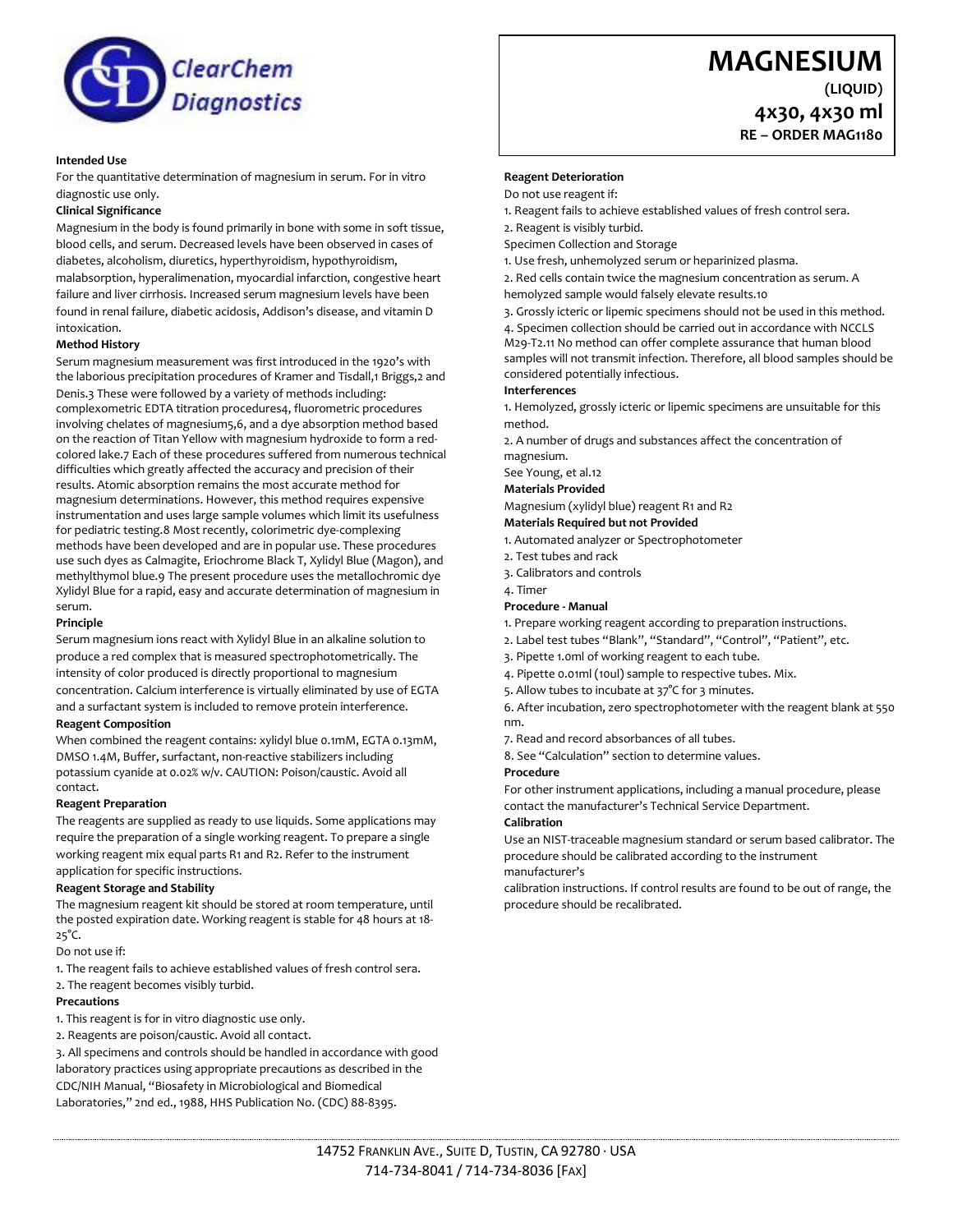ClearChem Diagnostics

# MAGNESIUM

**(LIQUID)**

**4x30, 4x30 ml**

**RE – ORDER MAG1180**

**Intended Use**

For the quantitative determination of magnesium in serum. For in vitro diagnostic use only.

**Clinical Significance**

Magnesium in the body is found primarily in bone with some in soft tissue, blood cells, and serum. Decreased levels have been observed in cases of diabetes, alcoholism, diuretics, hyperthyroidism, hypothyroidism, malabsorption, hyperalimenation, myocardial infarction, congestive heart failure and liver cirrhosis. Increased serum magnesium levels have been found in renal failure, diabetic acidosis, Addison's disease, and vitamin D intoxication.

**Method History**

Serum magnesium measurement was first introduced in the 1920's with the laborious precipitation procedures of Kramer and Tisdall,[1] Briggs,[2] and Denis.[3] These were followed by a variety of methods including: complexometric EDTA titration procedures[4], fluorometric procedures involving chelates of magnesium[5,6], and a dye absorption method based on the reaction of Titan Yellow with magnesium hydroxide to form a red-colored lake.[7] Each of these procedures suffered from numerous technical difficulties which greatly affected the accuracy and precision of their results. Atomic absorption remains the most accurate method for magnesium determinations. However, this method requires expensive instrumentation and uses large sample volumes which limit its usefulness for pediatric testing.[8] Most recently, colorimetric dye-complexing methods have been developed and are in popular use. These procedures use such dyes as Calmagite, Eriochrome Black T, Xylidyl Blue (Magon), and methylthymol blue.[9] The present procedure uses the metallochromic dye Xylidyl Blue for a rapid, easy and accurate determination of magnesium in serum.

**Principle**

Serum magnesium ions react with Xylidyl Blue in an alkaline solution to produce a red complex that is measured spectrophotometrically. The intensity of color produced is directly proportional to magnesium concentration. Calcium interference is virtually eliminated by use of EGTA and a surfactant system is included to remove protein interference.

**Reagent Composition**

When combined the reagent contains: xylidyl blue 0.1mM, EGTA 0.13mM, DMSO 1.4M, Buffer, surfactant, non-reactive stabilizers including potassium cyanide at 0.02% w/v. CAUTION: Poison/caustic. Avoid all contact.

**Reagent Preparation**

The reagents are supplied as ready to use liquids. Some applications may require the preparation of a single working reagent. To prepare a single working reagent mix equal parts R1 and R2. Refer to the instrument application for specific instructions.

**Reagent Storage and Stability**

The magnesium reagent kit should be stored at room temperature, until the posted expiration date. Working reagent is stable for 48 hours at 18-25°C.

Do not use if:

1. The reagent fails to achieve established values of fresh control sera.
2. The reagent becomes visibly turbid.

**Precautions**

1. This reagent is for in vitro diagnostic use only.
2. Reagents are poison/caustic. Avoid all contact.
3. All specimens and controls should be handled in accordance with good laboratory practices using appropriate precautions as described in the CDC/NIH Manual, "Biosafety in Microbiological and Biomedical Laboratories," 2nd ed., 1988, HHS Publication No. (CDC) 88-8395.

**Reagent Deterioration**

Do not use reagent if:

1. Reagent fails to achieve established values of fresh control sera.
2. Reagent is visibly turbid.

Specimen Collection and Storage

1. Use fresh, unhemolyzed serum or heparinized plasma.
2. Red cells contain twice the magnesium concentration as serum. A hemolyzed sample would falsely elevate results.[10]
3. Grossly icteric or lipemic specimens should not be used in this method.
4. Specimen collection should be carried out in accordance with NCCLS M29-T2.[11] No method can offer complete assurance that human blood samples will not transmit infection. Therefore, all blood samples should be considered potentially infectious.

**Interferences**

1. Hemolyzed, grossly icteric or lipemic specimens are unsuitable for this method.
2. A number of drugs and substances affect the concentration of magnesium.

See Young, et al.[12]

**Materials Provided**

Magnesium (xylidyl blue) reagent R1 and R2

**Materials Required but not Provided**

1. Automated analyzer or Spectrophotometer
2. Test tubes and rack
3. Calibrators and controls
4. Timer

**Procedure - Manual**

1. Prepare working reagent according to preparation instructions.
2. Label test tubes "Blank", "Standard", "Control", "Patient", etc.
3. Pipette 1.0ml of working reagent to each tube.
4. Pipette 0.01ml (10ul) sample to respective tubes. Mix.
5. Allow tubes to incubate at 37°C for 3 minutes.
6. After incubation, zero spectrophotometer with the reagent blank at 550 nm.
7. Read and record absorbances of all tubes.
8. See "Calculation" section to determine values.

**Procedure**

For other instrument applications, including a manual procedure, please contact the manufacturer's Technical Service Department.

**Calibration**

Use an NIST-traceable magnesium standard or serum based calibrator. The procedure should be calibrated according to the instrument manufacturer's calibration instructions. If control results are found to be out of range, the procedure should be recalibrated.

14752 Franklin Ave., Suite D, Tustin, CA 92780 · USA
714-734-8041 / 714-734-8036 [Fax]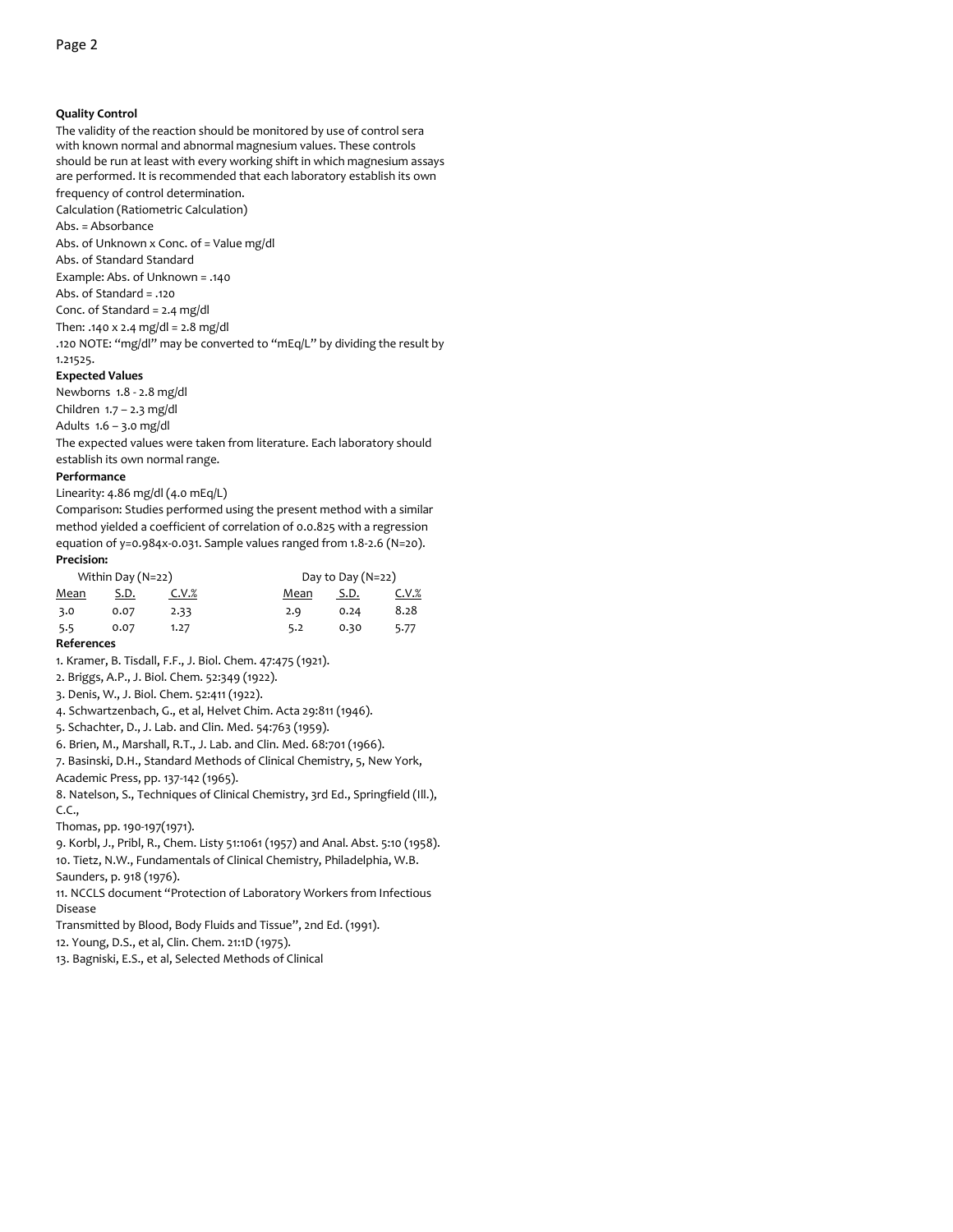**Quality Control**

The validity of the reaction should be monitored by use of control sera with known normal and abnormal magnesium values. These controls should be run at least with every working shift in which magnesium assays are performed. It is recommended that each laboratory establish its own frequency of control determination.

Calculation (Ratiometric Calculation)

Abs. = Absorbance

Abs. of Unknown x Conc. of = Value mg/dl

Abs. of Standard Standard

Example: Abs. of Unknown = .140

Abs. of Standard = .120

Conc. of Standard = 2.4 mg/dl

Then: .140 x 2.4 mg/dl = 2.8 mg/dl

.120 NOTE: "mg/dl" may be converted to "mEq/L" by dividing the result by 1.21525.

**Expected Values**

Newborns 1.8 - 2.8 mg/dl

Children 1.7 – 2.3 mg/dl

Adults 1.6 – 3.0 mg/dl

The expected values were taken from literature. Each laboratory should establish its own normal range.

**Performance**

Linearity: 4.86 mg/dl (4.0 mEq/L)

Comparison: Studies performed using the present method with a similar method yielded a coefficient of correlation of 0.0.825 with a regression equation of y=0.984x-0.031. Sample values ranged from 1.8-2.6 (N=20).

**Precision:**

| Within Day (N=22) | | | Day to Day (N=22) | | |
|---|---|---|---|---|---|
| Mean | S.D. | C.V.% | Mean | S.D. | C.V.% |
| 3.0 | 0.07 | 2.33 | 2.9 | 0.24 | 8.28 |
| 5.5 | 0.07 | 1.27 | 5.2 | 0.30 | 5.77 |

**References**

1. Kramer, B. Tisdall, F.F., J. Biol. Chem. 47:475 (1921).
2. Briggs, A.P., J. Biol. Chem. 52:349 (1922).
3. Denis, W., J. Biol. Chem. 52:411 (1922).
4. Schwartzenbach, G., et al, Helvet Chim. Acta 29:811 (1946).
5. Schachter, D., J. Lab. and Clin. Med. 54:763 (1959).
6. Brien, M., Marshall, R.T., J. Lab. and Clin. Med. 68:701 (1966).
7. Basinski, D.H., Standard Methods of Clinical Chemistry, 5, New York, Academic Press, pp. 137-142 (1965).
8. Natelson, S., Techniques of Clinical Chemistry, 3rd Ed., Springfield (Ill.), C.C., Thomas, pp. 190-197(1971).
9. Korbl, J., Pribl, R., Chem. Listy 51:1061 (1957) and Anal. Abst. 5:10 (1958).
10. Tietz, N.W., Fundamentals of Clinical Chemistry, Philadelphia, W.B. Saunders, p. 918 (1976).
11. NCCLS document "Protection of Laboratory Workers from Infectious Disease Transmitted by Blood, Body Fluids and Tissue", 2nd Ed. (1991).
12. Young, D.S., et al, Clin. Chem. 21:1D (1975).
13. Bagniski, E.S., et al, Selected Methods of Clinical